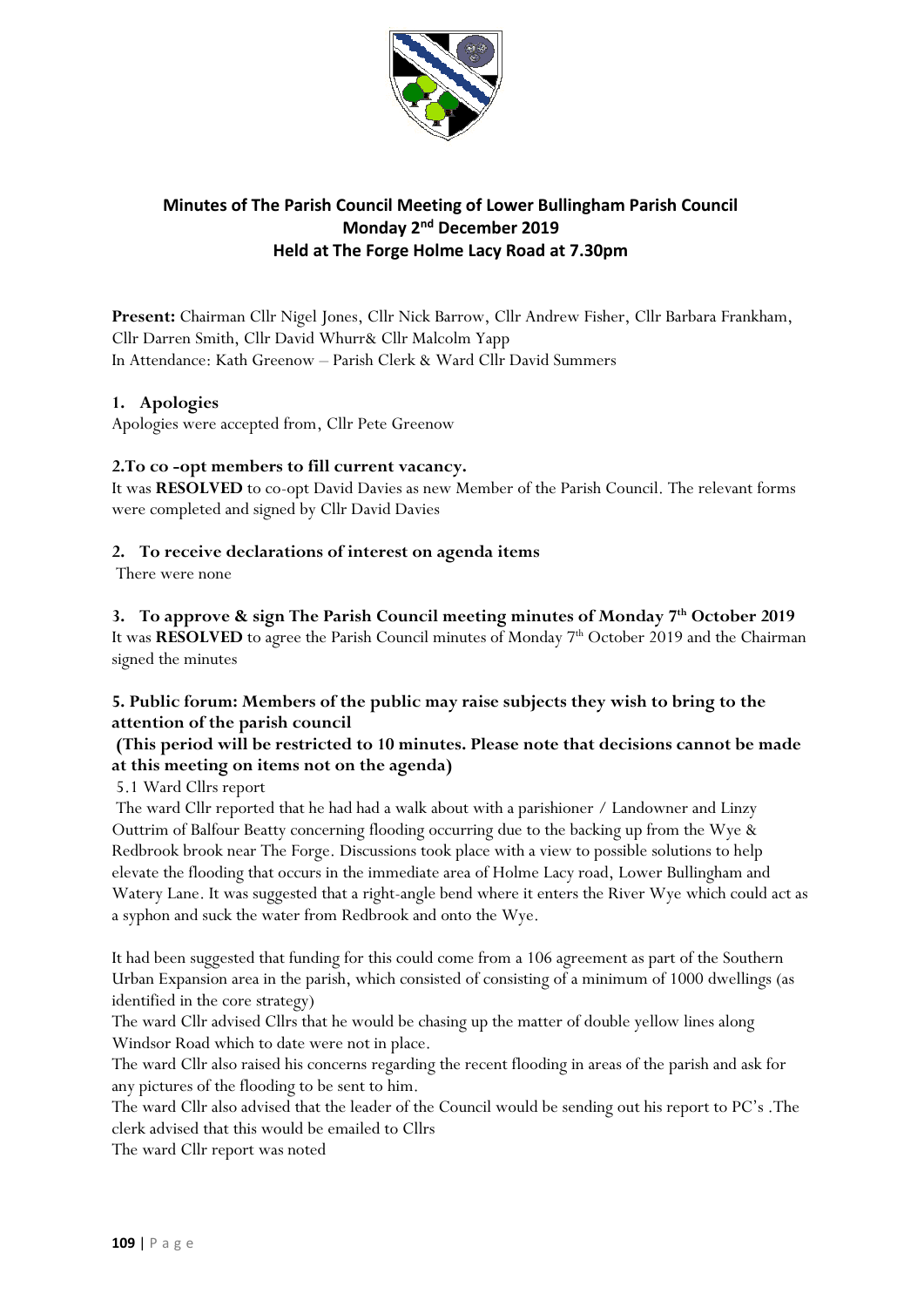# Minutes of The Parish Council Meeting of Lower Bullingham Parish Council
## Monday 2nd December 2019
## Held at The Forge Holme Lacy Road at 7.30pm

**Present:** Chairman Cllr Nigel Jones, Cllr Nick Barrow, Cllr Andrew Fisher, Cllr Barbara Frankham, Cllr Darren Smith, Cllr David Whurr& Cllr Malcolm Yapp
In Attendance: Kath Greenow – Parish Clerk & Ward Cllr David Summers

### 1. Apologies

Apologies were accepted from, Cllr Pete Greenow

### 2.To co -opt members to fill current vacancy.

It was **RESOLVED** to co-opt David Davies as new Member of the Parish Council. The relevant forms were completed and signed by Cllr David Davies

### 2. To receive declarations of interest on agenda items

There were none

### 3. To approve & sign The Parish Council meeting minutes of Monday 7th October 2019

It was **RESOLVED** to agree the Parish Council minutes of Monday 7th October 2019 and the Chairman signed the minutes

### 5. Public forum: Members of the public may raise subjects they wish to bring to the attention of the parish council
### (This period will be restricted to 10 minutes. Please note that decisions cannot be made at this meeting on items not on the agenda)

5.1 Ward Cllrs report

The ward Cllr reported that he had had a walk about with a parishioner / Landowner and Linzy Outtrim of Balfour Beatty concerning flooding occurring due to the backing up from the Wye & Redbrook brook near The Forge. Discussions took place with a view to possible solutions to help elevate the flooding that occurs in the immediate area of Holme Lacy road, Lower Bullingham and Watery Lane. It was suggested that a right-angle bend where it enters the River Wye which could act as a syphon and suck the water from Redbrook and onto the Wye.

It had been suggested that funding for this could come from a 106 agreement as part of the Southern Urban Expansion area in the parish, which consisted of consisting of a minimum of 1000 dwellings (as identified in the core strategy)

The ward Cllr advised Cllrs that he would be chasing up the matter of double yellow lines along Windsor Road which to date were not in place.

The ward Cllr also raised his concerns regarding the recent flooding in areas of the parish and ask for any pictures of the flooding to be sent to him.

The ward Cllr also advised that the leader of the Council would be sending out his report to PC's .The clerk advised that this would be emailed to Cllrs

The ward Cllr report was noted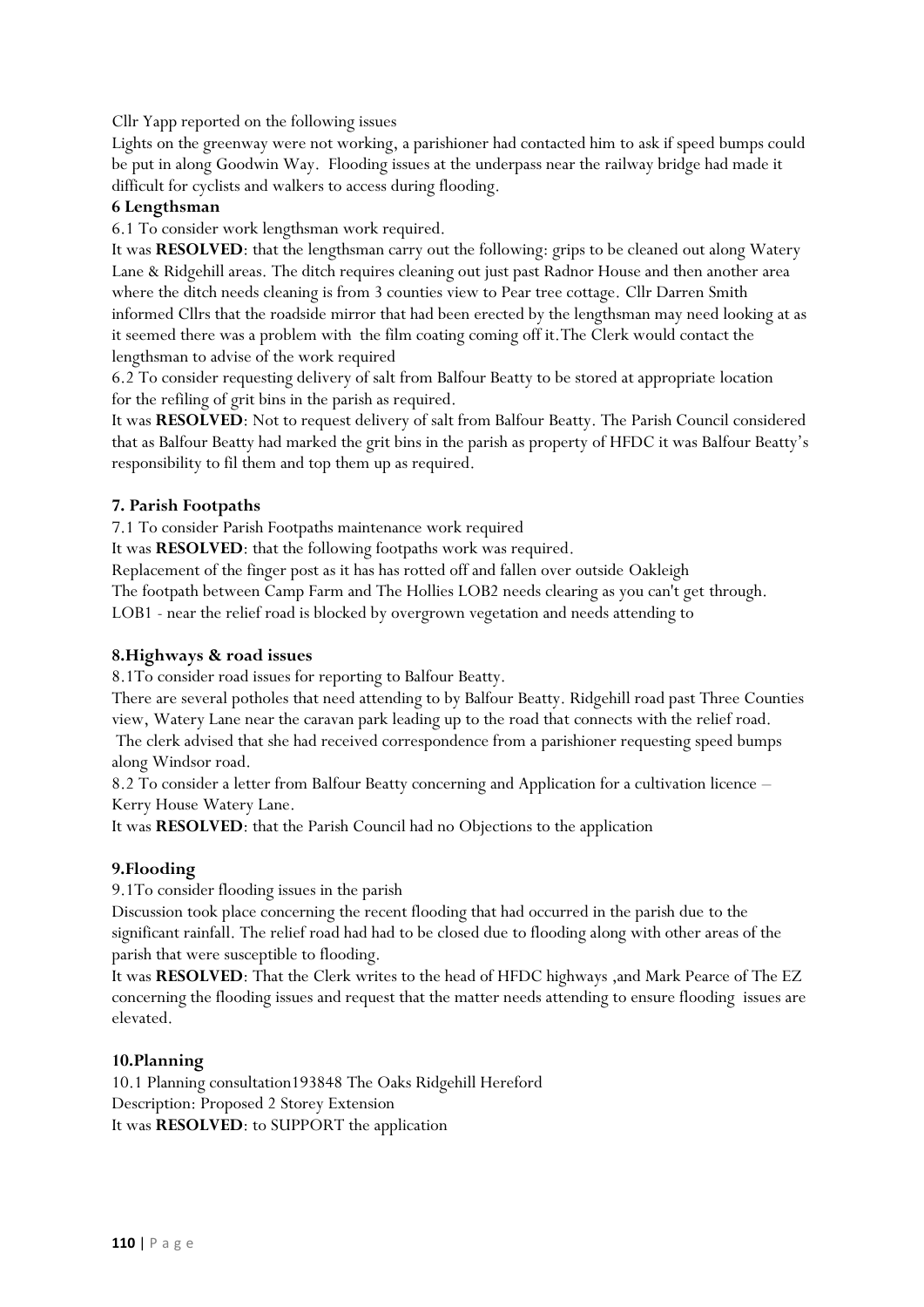Cllr Yapp reported on the following issues

Lights on the greenway were not working, a parishioner had contacted him to ask if speed bumps could be put in along Goodwin Way. Flooding issues at the underpass near the railway bridge had made it difficult for cyclists and walkers to access during flooding.

**6 Lengthsman**

6.1 To consider work lengthsman work required.

It was **RESOLVED**: that the lengthsman carry out the following: grips to be cleaned out along Watery Lane & Ridgehill areas. The ditch requires cleaning out just past Radnor House and then another area where the ditch needs cleaning is from 3 counties view to Pear tree cottage. Cllr Darren Smith informed Cllrs that the roadside mirror that had been erected by the lengthsman may need looking at as it seemed there was a problem with the film coating coming off it.The Clerk would contact the lengthsman to advise of the work required

6.2 To consider requesting delivery of salt from Balfour Beatty to be stored at appropriate location for the refiling of grit bins in the parish as required.

It was **RESOLVED**: Not to request delivery of salt from Balfour Beatty. The Parish Council considered that as Balfour Beatty had marked the grit bins in the parish as property of HFDC it was Balfour Beatty's responsibility to fil them and top them up as required.

**7. Parish Footpaths**

7.1 To consider Parish Footpaths maintenance work required

It was **RESOLVED**: that the following footpaths work was required.

Replacement of the finger post as it has has rotted off and fallen over outside Oakleigh

The footpath between Camp Farm and The Hollies LOB2 needs clearing as you can't get through.

LOB1 - near the relief road is blocked by overgrown vegetation and needs attending to

**8.Highways & road issues**

8.1To consider road issues for reporting to Balfour Beatty.

There are several potholes that need attending to by Balfour Beatty. Ridgehill road past Three Counties view, Watery Lane near the caravan park leading up to the road that connects with the relief road.

The clerk advised that she had received correspondence from a parishioner requesting speed bumps along Windsor road.

8.2 To consider a letter from Balfour Beatty concerning and Application for a cultivation licence – Kerry House Watery Lane.

It was **RESOLVED**: that the Parish Council had no Objections to the application

**9.Flooding**

9.1To consider flooding issues in the parish

Discussion took place concerning the recent flooding that had occurred in the parish due to the significant rainfall. The relief road had had to be closed due to flooding along with other areas of the parish that were susceptible to flooding.

It was **RESOLVED**: That the Clerk writes to the head of HFDC highways ,and Mark Pearce of The EZ concerning the flooding issues and request that the matter needs attending to ensure flooding issues are elevated.

**10.Planning**

10.1 Planning consultation193848 The Oaks Ridgehill Hereford

Description: Proposed 2 Storey Extension

It was **RESOLVED**: to SUPPORT the application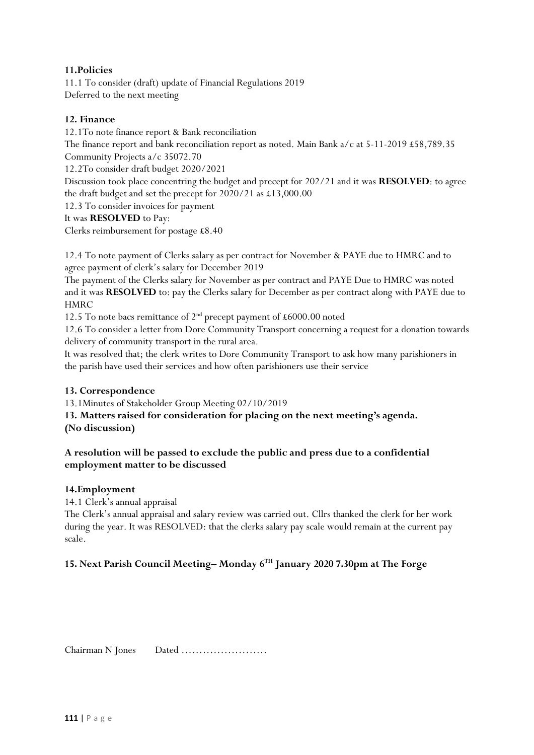**11.Policies**

11.1 To consider (draft) update of Financial Regulations 2019
Deferred to the next meeting

**12. Finance**

12.1To note finance report & Bank reconciliation
The finance report and bank reconciliation report as noted. Main Bank a/c at 5-11-2019 £58,789.35
Community Projects a/c 35072.70
12.2To consider draft budget 2020/2021
Discussion took place concentring the budget and precept for 202/21 and it was **RESOLVED**: to agree the draft budget and set the precept for 2020/21 as £13,000.00
12.3 To consider invoices for payment
It was **RESOLVED** to Pay:
Clerks reimbursement for postage £8.40

12.4 To note payment of Clerks salary as per contract for November & PAYE due to HMRC and to agree payment of clerk's salary for December 2019
The payment of the Clerks salary for November as per contract and PAYE Due to HMRC was noted and it was **RESOLVED** to: pay the Clerks salary for December as per contract along with PAYE due to HMRC
12.5 To note bacs remittance of 2nd precept payment of £6000.00 noted
12.6 To consider a letter from Dore Community Transport concerning a request for a donation towards delivery of community transport in the rural area.
It was resolved that; the clerk writes to Dore Community Transport to ask how many parishioners in the parish have used their services and how often parishioners use their service

**13. Correspondence**

13.1Minutes of Stakeholder Group Meeting 02/10/2019

**13. Matters raised for consideration for placing on the next meeting's agenda. (No discussion)**

**A resolution will be passed to exclude the public and press due to a confidential employment matter to be discussed**

**14.Employment**

14.1 Clerk's annual appraisal
The Clerk's annual appraisal and salary review was carried out. Cllrs thanked the clerk for her work during the year. It was RESOLVED: that the clerks salary pay scale would remain at the current pay scale.

**15. Next Parish Council Meeting– Monday 6TH January 2020 7.30pm at The Forge**

Chairman N Jones Dated ……………………